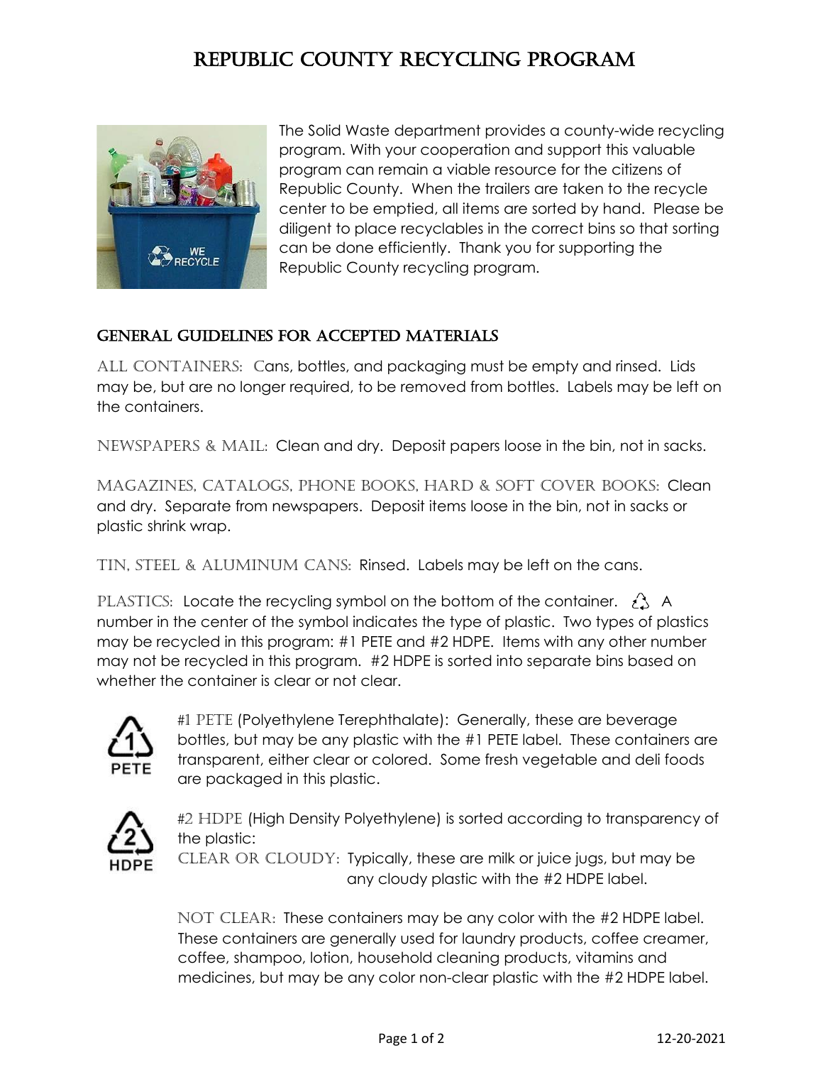# REPUBLIC COUNTY RECYCLING PROGRAM

The Solid Waste department provides a county-wide recycling program. With your cooperation and support this valuable program can remain a viable resource for the citizens of Republic County. When the trailers are taken to the recycle center to be emptied, all items are sorted by hand. Please be diligent to place recyclables in the correct bins so that sorting can be done efficiently. Thank you for supporting the Republic County recycling program.

## GENERAL GUIDELINES FOR ACCEPTED MATERIALS

ALL CONTAINERS: Cans, bottles, and packaging must be empty and rinsed. Lids may be, but are no longer required, to be removed from bottles. Labels may be left on the containers.

NEWSPAPERS & MAIL: Clean and dry. Deposit papers loose in the bin, not in sacks.

MAGAZINES, CATALOGS, PHONE BOOKS, HARD & SOFT COVER BOOKS: Clean and dry. Separate from newspapers. Deposit items loose in the bin, not in sacks or plastic shrink wrap.

TIN, STEEL & ALUMINUM CANS: Rinsed. Labels may be left on the cans.

PLASTICS: Locate the recycling symbol on the bottom of the container. ♲ A number in the center of the symbol indicates the type of plastic. Two types of plastics may be recycled in this program: #1 PETE and #2 HDPE. Items with any other number may not be recycled in this program. #2 HDPE is sorted into separate bins based on whether the container is clear or not clear.

#1 PETE (Polyethylene Terephthalate): Generally, these are beverage bottles, but may be any plastic with the #1 PETE label. These containers are transparent, either clear or colored. Some fresh vegetable and deli foods are packaged in this plastic.

#2 HDPE (High Density Polyethylene) is sorted according to transparency of the plastic:

CLEAR OR CLOUDY: Typically, these are milk or juice jugs, but may be any cloudy plastic with the #2 HDPE label.

NOT CLEAR: These containers may be any color with the #2 HDPE label. These containers are generally used for laundry products, coffee creamer, coffee, shampoo, lotion, household cleaning products, vitamins and medicines, but may be any color non-clear plastic with the #2 HDPE label.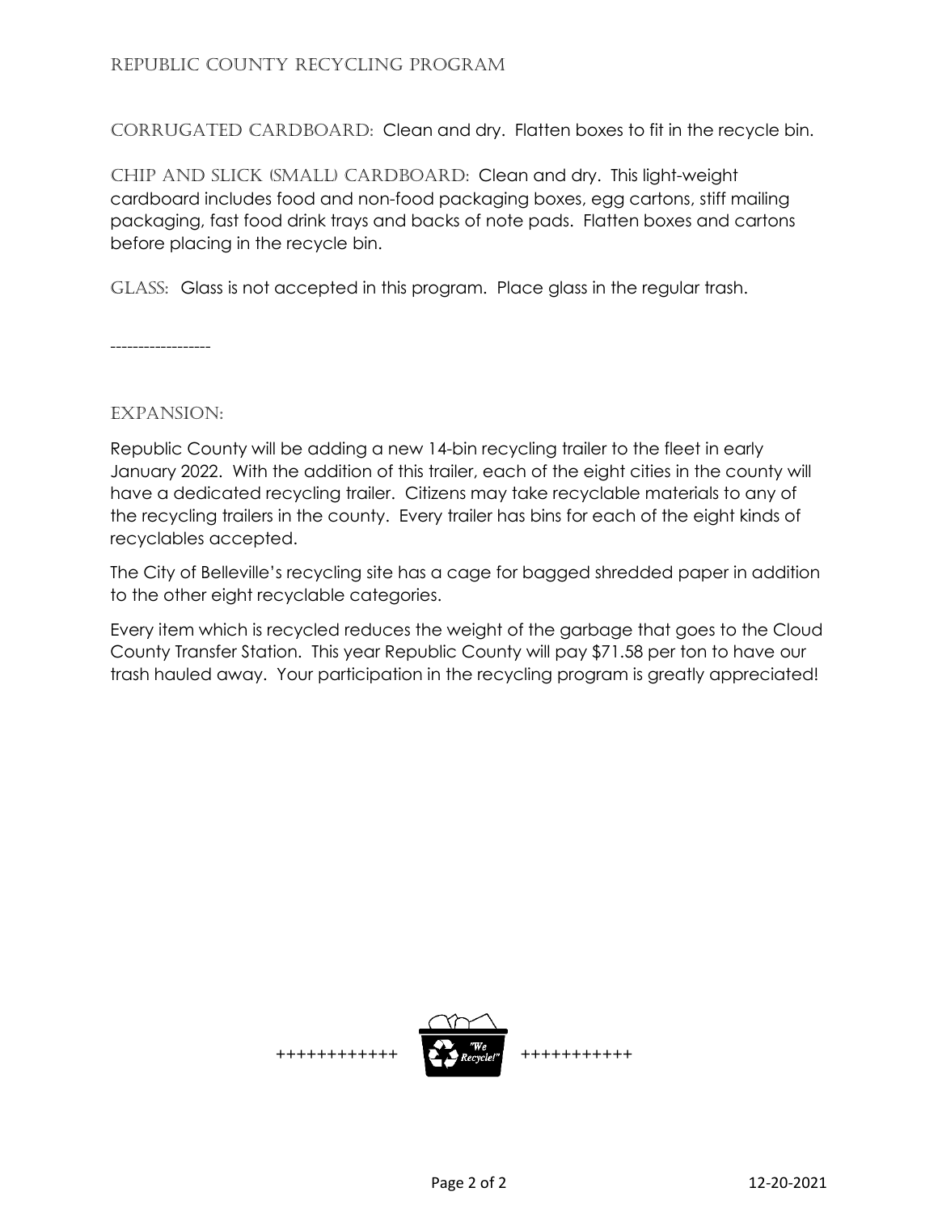# Republic County Recycling Program

**Corrugated Cardboard:** Clean and dry. Flatten boxes to fit in the recycle bin.

**Chip and Slick (Small) Cardboard:** Clean and dry. This light-weight cardboard includes food and non-food packaging boxes, egg cartons, stiff mailing packaging, fast food drink trays and backs of note pads. Flatten boxes and cartons before placing in the recycle bin.

**Glass:** Glass is not accepted in this program. Place glass in the regular trash.

------------------

## Expansion:

Republic County will be adding a new 14-bin recycling trailer to the fleet in early January 2022. With the addition of this trailer, each of the eight cities in the county will have a dedicated recycling trailer. Citizens may take recyclable materials to any of the recycling trailers in the county. Every trailer has bins for each of the eight kinds of recyclables accepted.

The City of Belleville's recycling site has a cage for bagged shredded paper in addition to the other eight recyclable categories.

Every item which is recycled reduces the weight of the garbage that goes to the Cloud County Transfer Station. This year Republic County will pay $71.58 per ton to have our trash hauled away. Your participation in the recycling program is greatly appreciated!

++++++++++++ "We Recycle!" +++++++++++

12-20-2021